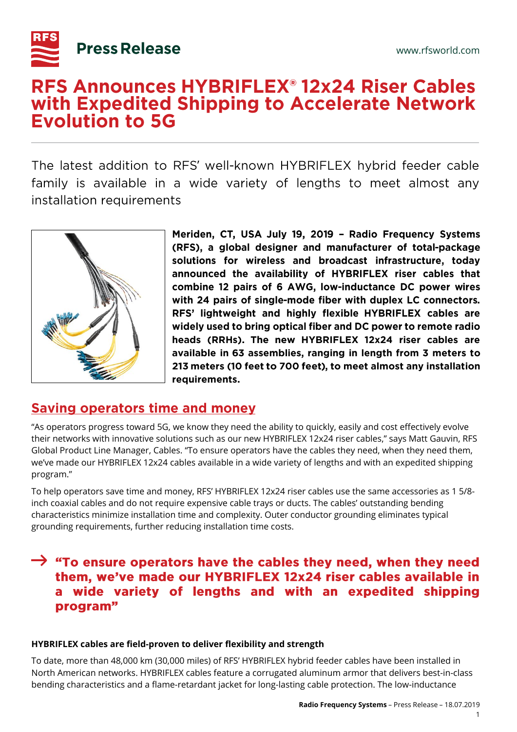Press Release

www.rfsworld.com

# RFS Announces HYBRIFLEX® 12x24 Riser Cables with Expedited Shipping to Accelerate Network Evolution to 5G

The latest addition to RFS' well-known HYBRIFLEX hybrid feeder cable family is available in a wide variety of lengths to meet almost any installation requirements

**Meriden, CT, USA July 19, 2019 – Radio Frequency Systems (RFS), a global designer and manufacturer of total-package solutions for wireless and broadcast infrastructure, today announced the availability of HYBRIFLEX riser cables that combine 12 pairs of 6 AWG, low-inductance DC power wires with 24 pairs of single-mode fiber with duplex LC connectors. RFS' lightweight and highly flexible HYBRIFLEX cables are widely used to bring optical fiber and DC power to remote radio heads (RRHs). The new HYBRIFLEX 12x24 riser cables are available in 63 assemblies, ranging in length from 3 meters to 213 meters (10 feet to 700 feet), to meet almost any installation requirements.**

## Saving operators time and money

"As operators progress toward 5G, we know they need the ability to quickly, easily and cost effectively evolve their networks with innovative solutions such as our new HYBRIFLEX 12x24 riser cables," says Matt Gauvin, RFS Global Product Line Manager, Cables. "To ensure operators have the cables they need, when they need them, we've made our HYBRIFLEX 12x24 cables available in a wide variety of lengths and with an expedited shipping program."

To help operators save time and money, RFS' HYBRIFLEX 12x24 riser cables use the same accessories as 1 5/8-inch coaxial cables and do not require expensive cable trays or ducts. The cables' outstanding bending characteristics minimize installation time and complexity. Outer conductor grounding eliminates typical grounding requirements, further reducing installation time costs.

> → **"To ensure operators have the cables they need, when they need them, we've made our HYBRIFLEX 12x24 riser cables available in a wide variety of lengths and with an expedited shipping program"**

### HYBRIFLEX cables are field-proven to deliver flexibility and strength

To date, more than 48,000 km (30,000 miles) of RFS' HYBRIFLEX hybrid feeder cables have been installed in North American networks. HYBRIFLEX cables feature a corrugated aluminum armor that delivers best-in-class bending characteristics and a flame-retardant jacket for long-lasting cable protection. The low-inductance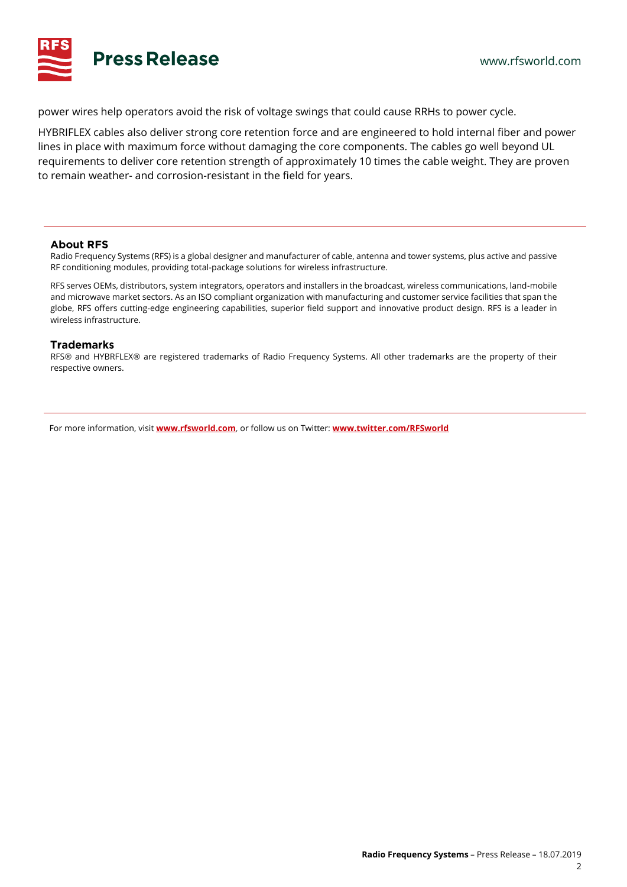power wires help operators avoid the risk of voltage swings that could cause RRHs to power cycle.

HYBRIFLEX cables also deliver strong core retention force and are engineered to hold internal fiber and power lines in place with maximum force without damaging the core components. The cables go well beyond UL requirements to deliver core retention strength of approximately 10 times the cable weight. They are proven to remain weather- and corrosion-resistant in the field for years.

## About RFS

Radio Frequency Systems (RFS) is a global designer and manufacturer of cable, antenna and tower systems, plus active and passive RF conditioning modules, providing total-package solutions for wireless infrastructure.

RFS serves OEMs, distributors, system integrators, operators and installers in the broadcast, wireless communications, land-mobile and microwave market sectors. As an ISO compliant organization with manufacturing and customer service facilities that span the globe, RFS offers cutting-edge engineering capabilities, superior field support and innovative product design. RFS is a leader in wireless infrastructure.

## Trademarks

RFS® and HYBRFLEX® are registered trademarks of Radio Frequency Systems. All other trademarks are the property of their respective owners.

For more information, visit **www.rfsworld.com**, or follow us on Twitter: **www.twitter.com/RFSworld**